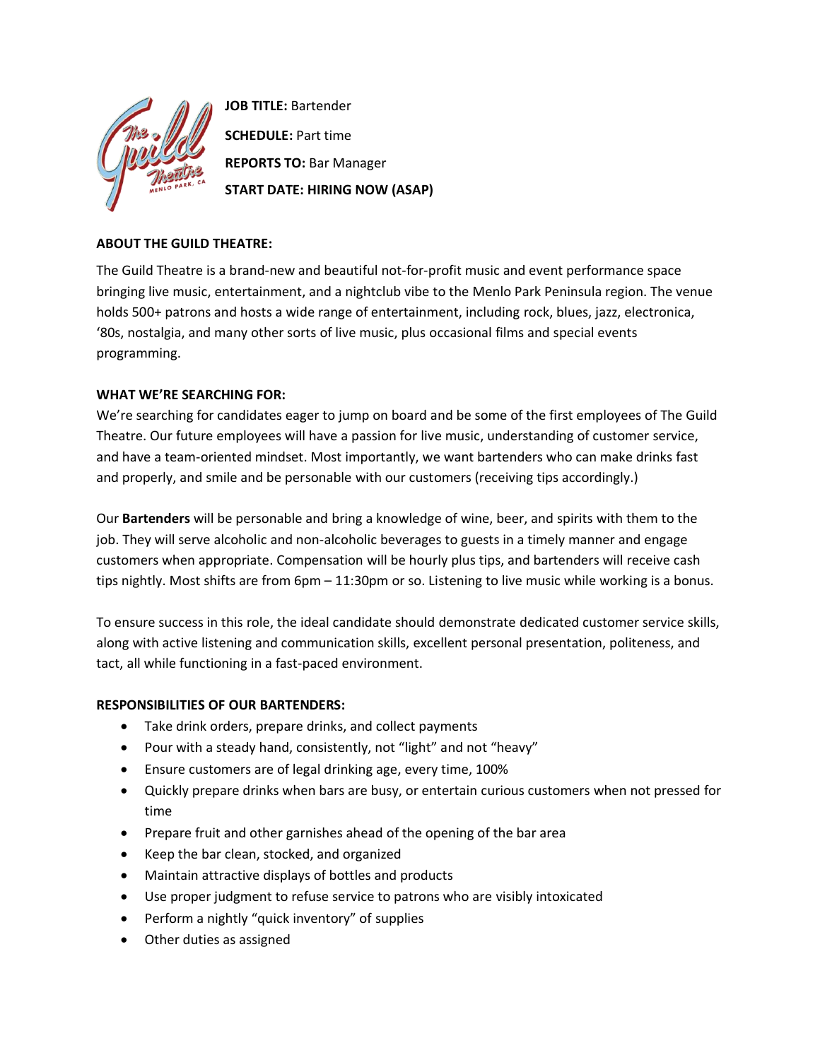**JOB TITLE:** Bartender

**SCHEDULE:** Part time

**REPORTS TO:** Bar Manager

**START DATE: HIRING NOW (ASAP)**

**ABOUT THE GUILD THEATRE:**

The Guild Theatre is a brand-new and beautiful not-for-profit music and event performance space bringing live music, entertainment, and a nightclub vibe to the Menlo Park Peninsula region. The venue holds 500+ patrons and hosts a wide range of entertainment, including rock, blues, jazz, electronica, '80s, nostalgia, and many other sorts of live music, plus occasional films and special events programming.

**WHAT WE'RE SEARCHING FOR:**

We're searching for candidates eager to jump on board and be some of the first employees of The Guild Theatre. Our future employees will have a passion for live music, understanding of customer service, and have a team-oriented mindset. Most importantly, we want bartenders who can make drinks fast and properly, and smile and be personable with our customers (receiving tips accordingly.)

Our **Bartenders** will be personable and bring a knowledge of wine, beer, and spirits with them to the job. They will serve alcoholic and non-alcoholic beverages to guests in a timely manner and engage customers when appropriate. Compensation will be hourly plus tips, and bartenders will receive cash tips nightly. Most shifts are from 6pm – 11:30pm or so. Listening to live music while working is a bonus.

To ensure success in this role, the ideal candidate should demonstrate dedicated customer service skills, along with active listening and communication skills, excellent personal presentation, politeness, and tact, all while functioning in a fast-paced environment.

**RESPONSIBILITIES OF OUR BARTENDERS:**

- Take drink orders, prepare drinks, and collect payments
- Pour with a steady hand, consistently, not "light" and not "heavy"
- Ensure customers are of legal drinking age, every time, 100%
- Quickly prepare drinks when bars are busy, or entertain curious customers when not pressed for time
- Prepare fruit and other garnishes ahead of the opening of the bar area
- Keep the bar clean, stocked, and organized
- Maintain attractive displays of bottles and products
- Use proper judgment to refuse service to patrons who are visibly intoxicated
- Perform a nightly "quick inventory" of supplies
- Other duties as assigned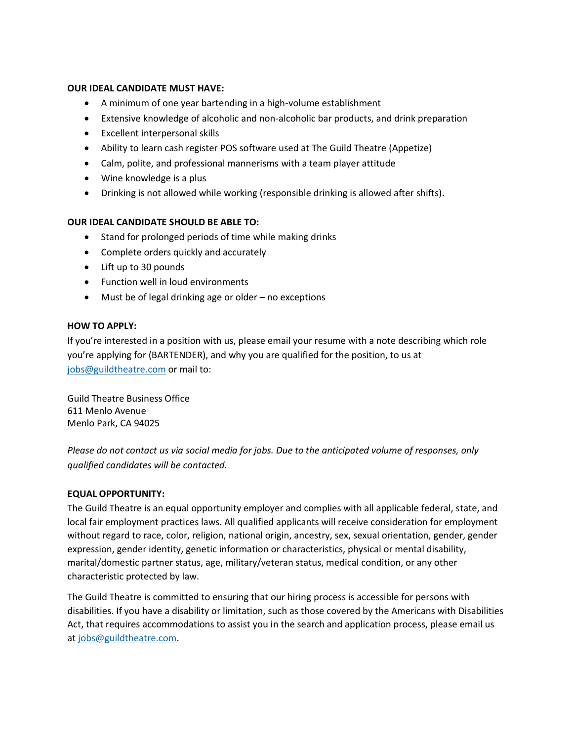**OUR IDEAL CANDIDATE MUST HAVE:**

- A minimum of one year bartending in a high-volume establishment
- Extensive knowledge of alcoholic and non-alcoholic bar products, and drink preparation
- Excellent interpersonal skills
- Ability to learn cash register POS software used at The Guild Theatre (Appetize)
- Calm, polite, and professional mannerisms with a team player attitude
- Wine knowledge is a plus
- Drinking is not allowed while working (responsible drinking is allowed after shifts).

**OUR IDEAL CANDIDATE SHOULD BE ABLE TO:**

- Stand for prolonged periods of time while making drinks
- Complete orders quickly and accurately
- Lift up to 30 pounds
- Function well in loud environments
- Must be of legal drinking age or older – no exceptions

**HOW TO APPLY:**

If you're interested in a position with us, please email your resume with a note describing which role you're applying for (BARTENDER), and why you are qualified for the position, to us at jobs@guildtheatre.com or mail to:

Guild Theatre Business Office
611 Menlo Avenue
Menlo Park, CA 94025

*Please do not contact us via social media for jobs. Due to the anticipated volume of responses, only qualified candidates will be contacted.*

**EQUAL OPPORTUNITY:**

The Guild Theatre is an equal opportunity employer and complies with all applicable federal, state, and local fair employment practices laws. All qualified applicants will receive consideration for employment without regard to race, color, religion, national origin, ancestry, sex, sexual orientation, gender, gender expression, gender identity, genetic information or characteristics, physical or mental disability, marital/domestic partner status, age, military/veteran status, medical condition, or any other characteristic protected by law.

The Guild Theatre is committed to ensuring that our hiring process is accessible for persons with disabilities. If you have a disability or limitation, such as those covered by the Americans with Disabilities Act, that requires accommodations to assist you in the search and application process, please email us at jobs@guildtheatre.com.